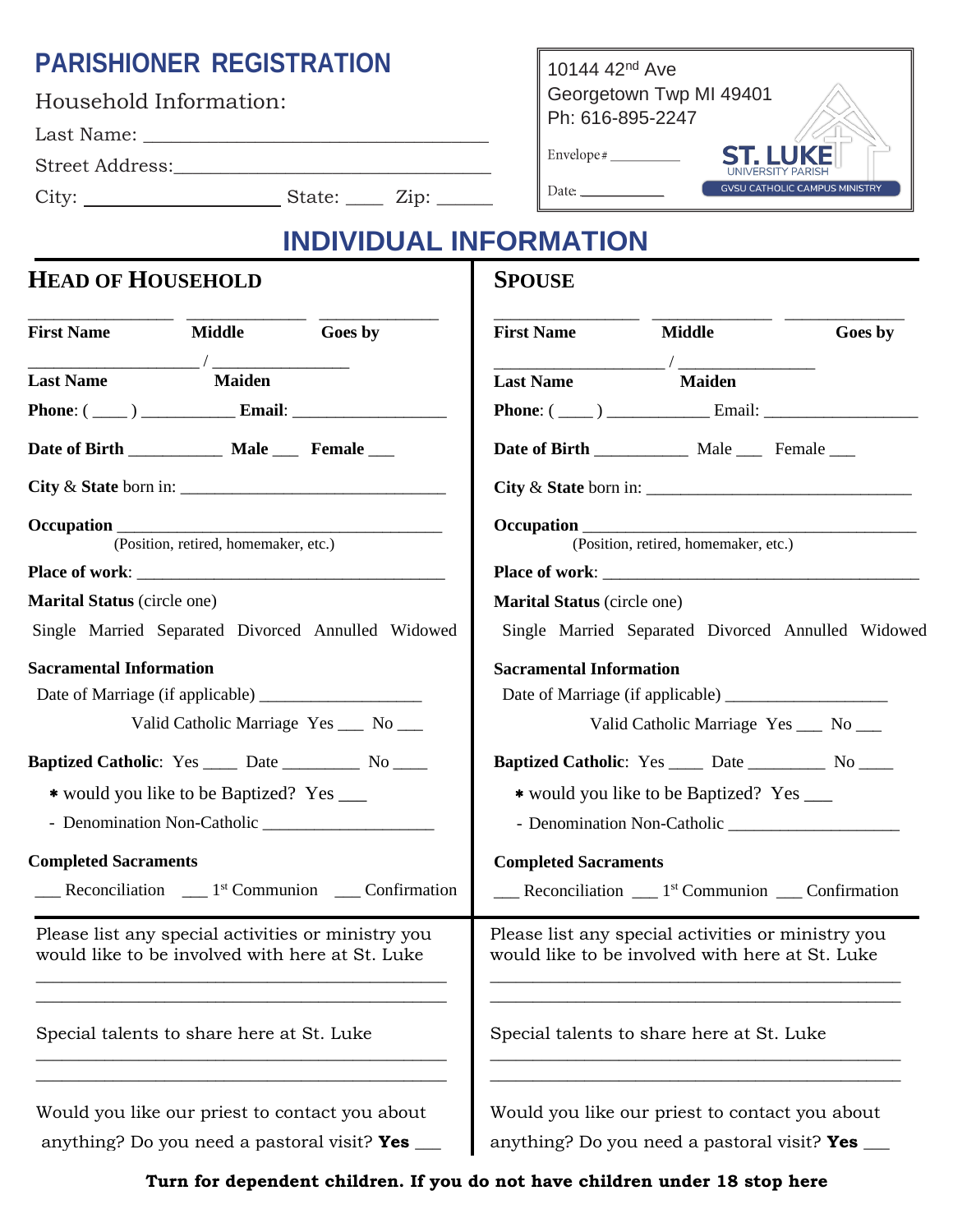# PARISHIONER REGISTRATION

Household Information:

Last Name: ___________________________________

Street Address: ______________________________

City: ____________________ State: ____ Zip: ______

10144 42nd Ave
Georgetown Twp MI 49401
Ph: 616-895-2247

Envelope # __________

Date: ___________

ST. LUKE
UNIVERSITY PARISH
GVSU CATHOLIC CAMPUS MINISTRY

## INDIVIDUAL INFORMATION

### HEAD OF HOUSEHOLD

_______________ _____________ _____________
**First Name** **Middle** **Goes by**

__________________ / _______________
**Last Name** **Maiden**

**Phone**: ( ____ ) __________ **Email**: __________________

**Date of Birth** __________ **Male** ___ **Female** ___

**City** & **State** born in: ______________________________

**Occupation** ____________________________________
(Position, retired, homemaker, etc.)

**Place of work**: __________________________________

**Marital Status** (circle one)

Single Married Separated Divorced Annulled Widowed

**Sacramental Information**

Date of Marriage (if applicable) __________________

Valid Catholic Marriage Yes ___ No ___

**Baptized Catholic**: Yes ____ Date ________ No ____

* would you like to be Baptized? Yes ___

- Denomination Non-Catholic ___________________

**Completed Sacraments**

___ Reconciliation ___ 1st Communion ___ Confirmation

Please list any special activities or ministry you would like to be involved with here at St. Luke

_____________________________________________

_____________________________________________

Special talents to share here at St. Luke

_____________________________________________

_____________________________________________

Would you like our priest to contact you about anything? Do you need a pastoral visit? **Yes** ___

### SPOUSE

_______________ _____________ _____________
**First Name** **Middle** **Goes by**

__________________ / _______________
**Last Name** **Maiden**

**Phone**: ( ____ ) ___________ Email: __________________

**Date of Birth** __________ Male ___ Female ___

**City** & **State** born in: ______________________________

**Occupation** ____________________________________
(Position, retired, homemaker, etc.)

**Place of work**: __________________________________

**Marital Status** (circle one)

Single Married Separated Divorced Annulled Widowed

**Sacramental Information**

Date of Marriage (if applicable) __________________

Valid Catholic Marriage Yes ___ No ___

**Baptized Catholic**: Yes ____ Date ________ No ____

* would you like to be Baptized? Yes ___

- Denomination Non-Catholic ___________________

**Completed Sacraments**

___ Reconciliation ___ 1st Communion ___ Confirmation

Please list any special activities or ministry you would like to be involved with here at St. Luke

_____________________________________________

_____________________________________________

Special talents to share here at St. Luke

_____________________________________________

_____________________________________________

Would you like our priest to contact you about anything? Do you need a pastoral visit? **Yes** ___

**Turn for dependent children. If you do not have children under 18 stop here**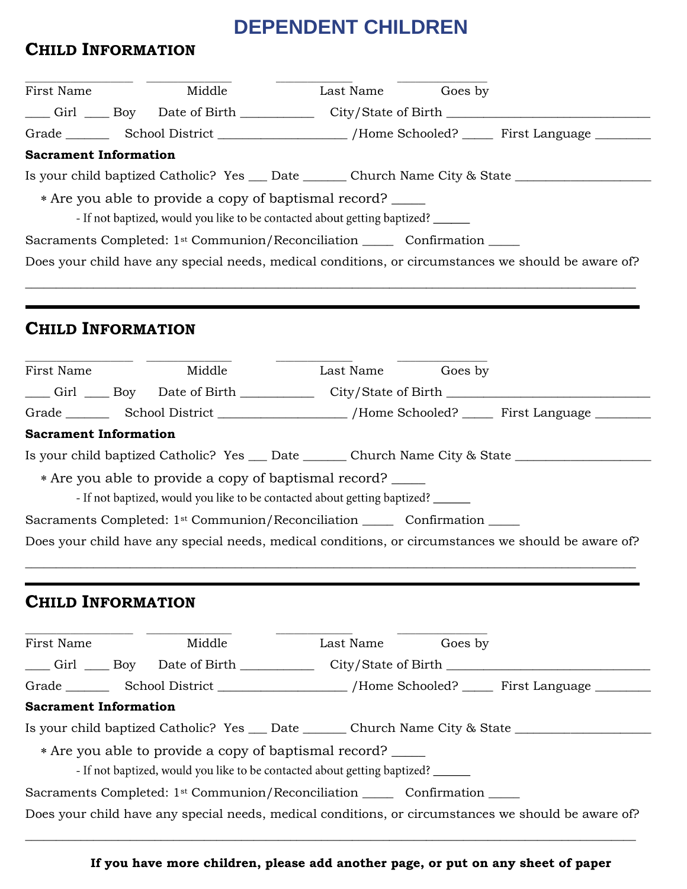# DEPENDENT CHILDREN

## Child Information

_______________ _____________ ____________ ______________
First Name Middle Last Name Goes by

____ Girl ____ Boy Date of Birth ___________ City/State of Birth _______________________________

Grade _______ School District ____________________ /Home Schooled? _____ First Language _________

**Sacrament Information**

Is your child baptized Catholic? Yes ___ Date _______ Church Name City & State _____________________

* Are you able to provide a copy of baptismal record? _____
  - If not baptized, would you like to be contacted about getting baptized? ______

Sacraments Completed: 1st Communion/Reconciliation _____ Confirmation _____

Does your child have any special needs, medical conditions, or circumstances we should be aware of?

_____________________________________________________________________________________________

---

## Child Information

_______________ _____________ ____________ ______________
First Name Middle Last Name Goes by

____ Girl ____ Boy Date of Birth ___________ City/State of Birth _______________________________

Grade _______ School District ____________________ /Home Schooled? _____ First Language _________

**Sacrament Information**

Is your child baptized Catholic? Yes ___ Date _______ Church Name City & State _____________________

* Are you able to provide a copy of baptismal record? _____
  - If not baptized, would you like to be contacted about getting baptized? ______

Sacraments Completed: 1st Communion/Reconciliation _____ Confirmation _____

Does your child have any special needs, medical conditions, or circumstances we should be aware of?

_____________________________________________________________________________________________

---

## Child Information

_______________ _____________ ____________ ______________
First Name Middle Last Name Goes by

____ Girl ____ Boy Date of Birth ___________ City/State of Birth _______________________________

Grade _______ School District ____________________ /Home Schooled? _____ First Language _________

**Sacrament Information**

Is your child baptized Catholic? Yes ___ Date _______ Church Name City & State _____________________

* Are you able to provide a copy of baptismal record? _____
  - If not baptized, would you like to be contacted about getting baptized? ______

Sacraments Completed: 1st Communion/Reconciliation _____ Confirmation _____

Does your child have any special needs, medical conditions, or circumstances we should be aware of?

_____________________________________________________________________________________________

**If you have more children, please add another page, or put on any sheet of paper**